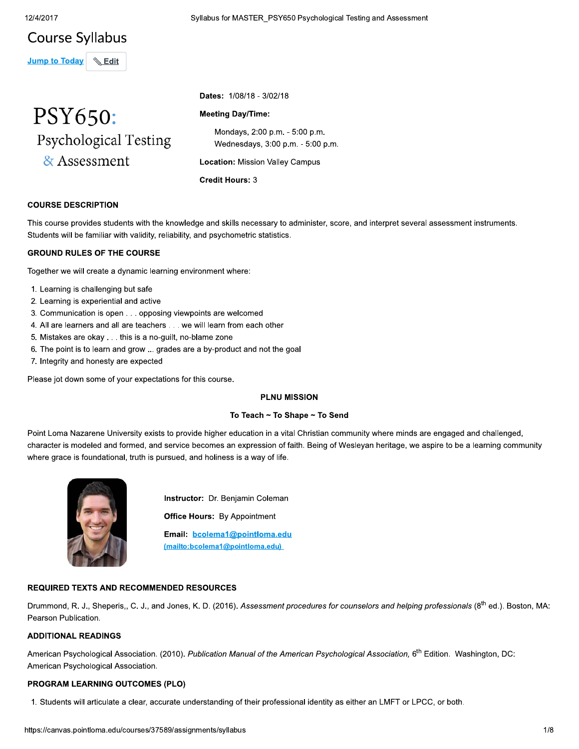# Course Syllabus

Jump to Today | Edit

# PSY650: Psychological Testing & Assessment

**Dates:** 1/08/18 - 3/02/18

**Meeting Day/Time:**

Mondays, 2:00 p.m. - 5:00 p.m.
Wednesdays, 3:00 p.m. - 5:00 p.m.

**Location:** Mission Valley Campus

**Credit Hours:** 3

## COURSE DESCRIPTION

This course provides students with the knowledge and skills necessary to administer, score, and interpret several assessment instruments. Students will be familiar with validity, reliability, and psychometric statistics.

## GROUND RULES OF THE COURSE

Together we will create a dynamic learning environment where:

1. Learning is challenging but safe
2. Learning is experiential and active
3. Communication is open . . . opposing viewpoints are welcomed
4. All are learners and all are teachers . . . we will learn from each other
5. Mistakes are okay . . . this is a no-guilt, no-blame zone
6. The point is to learn and grow ... grades are a by-product and not the goal
7. Integrity and honesty are expected

Please jot down some of your expectations for this course.

## PLNU MISSION

### To Teach ~ To Shape ~ To Send

Point Loma Nazarene University exists to provide higher education in a vital Christian community where minds are engaged and challenged, character is modeled and formed, and service becomes an expression of faith. Being of Wesleyan heritage, we aspire to be a learning community where grace is foundational, truth is pursued, and holiness is a way of life.

**Instructor:** Dr. Benjamin Coleman

**Office Hours:** By Appointment

**Email:** bcolema1@pointloma.edu (mailto:bcolema1@pointloma.edu)

## REQUIRED TEXTS AND RECOMMENDED RESOURCES

Drummond, R. J., Sheperis,, C. J., and Jones, K. D. (2016). *Assessment procedures for counselors and helping professionals* (8th ed.). Boston, MA: Pearson Publication.

## ADDITIONAL READINGS

American Psychological Association. (2010). *Publication Manual of the American Psychological Association,* 6th Edition. Washington, DC: American Psychological Association.

## PROGRAM LEARNING OUTCOMES (PLO)

1. Students will articulate a clear, accurate understanding of their professional identity as either an LMFT or LPCC, or both.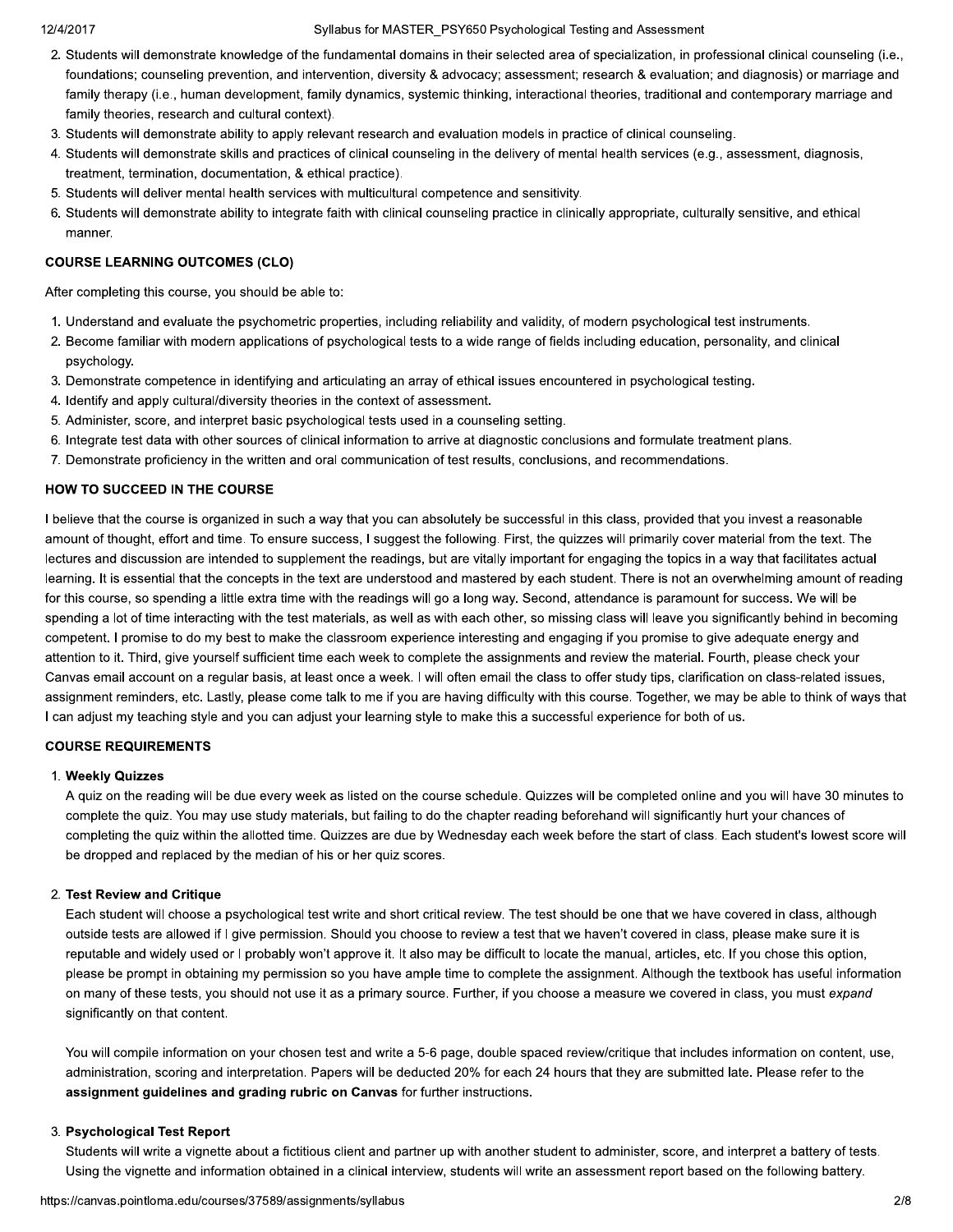2. Students will demonstrate knowledge of the fundamental domains in their selected area of specialization, in professional clinical counseling (i.e., foundations; counseling prevention, and intervention, diversity & advocacy; assessment; research & evaluation; and diagnosis) or marriage and family therapy (i.e., human development, family dynamics, systemic thinking, interactional theories, traditional and contemporary marriage and family theories, research and cultural context).
3. Students will demonstrate ability to apply relevant research and evaluation models in practice of clinical counseling.
4. Students will demonstrate skills and practices of clinical counseling in the delivery of mental health services (e.g., assessment, diagnosis, treatment, termination, documentation, & ethical practice).
5. Students will deliver mental health services with multicultural competence and sensitivity.
6. Students will demonstrate ability to integrate faith with clinical counseling practice in clinically appropriate, culturally sensitive, and ethical manner.

### COURSE LEARNING OUTCOMES (CLO)

After completing this course, you should be able to:

1. Understand and evaluate the psychometric properties, including reliability and validity, of modern psychological test instruments.
2. Become familiar with modern applications of psychological tests to a wide range of fields including education, personality, and clinical psychology.
3. Demonstrate competence in identifying and articulating an array of ethical issues encountered in psychological testing.
4. Identify and apply cultural/diversity theories in the context of assessment.
5. Administer, score, and interpret basic psychological tests used in a counseling setting.
6. Integrate test data with other sources of clinical information to arrive at diagnostic conclusions and formulate treatment plans.
7. Demonstrate proficiency in the written and oral communication of test results, conclusions, and recommendations.

### HOW TO SUCCEED IN THE COURSE

I believe that the course is organized in such a way that you can absolutely be successful in this class, provided that you invest a reasonable amount of thought, effort and time. To ensure success, I suggest the following. First, the quizzes will primarily cover material from the text. The lectures and discussion are intended to supplement the readings, but are vitally important for engaging the topics in a way that facilitates actual learning. It is essential that the concepts in the text are understood and mastered by each student. There is not an overwhelming amount of reading for this course, so spending a little extra time with the readings will go a long way. Second, attendance is paramount for success. We will be spending a lot of time interacting with the test materials, as well as with each other, so missing class will leave you significantly behind in becoming competent. I promise to do my best to make the classroom experience interesting and engaging if you promise to give adequate energy and attention to it. Third, give yourself sufficient time each week to complete the assignments and review the material. Fourth, please check your Canvas email account on a regular basis, at least once a week. I will often email the class to offer study tips, clarification on class-related issues, assignment reminders, etc. Lastly, please come talk to me if you are having difficulty with this course. Together, we may be able to think of ways that I can adjust my teaching style and you can adjust your learning style to make this a successful experience for both of us.

### COURSE REQUIREMENTS

1. **Weekly Quizzes**

   A quiz on the reading will be due every week as listed on the course schedule. Quizzes will be completed online and you will have 30 minutes to complete the quiz. You may use study materials, but failing to do the chapter reading beforehand will significantly hurt your chances of completing the quiz within the allotted time. Quizzes are due by Wednesday each week before the start of class. Each student's lowest score will be dropped and replaced by the median of his or her quiz scores.

2. **Test Review and Critique**

   Each student will choose a psychological test write and short critical review. The test should be one that we have covered in class, although outside tests are allowed if I give permission. Should you choose to review a test that we haven't covered in class, please make sure it is reputable and widely used or I probably won't approve it. It also may be difficult to locate the manual, articles, etc. If you chose this option, please be prompt in obtaining my permission so you have ample time to complete the assignment. Although the textbook has useful information on many of these tests, you should not use it as a primary source. Further, if you choose a measure we covered in class, you must *expand* significantly on that content.

   You will compile information on your chosen test and write a 5-6 page, double spaced review/critique that includes information on content, use, administration, scoring and interpretation. Papers will be deducted 20% for each 24 hours that they are submitted late. Please refer to the **assignment guidelines and grading rubric on Canvas** for further instructions.

3. **Psychological Test Report**

   Students will write a vignette about a fictitious client and partner up with another student to administer, score, and interpret a battery of tests. Using the vignette and information obtained in a clinical interview, students will write an assessment report based on the following battery.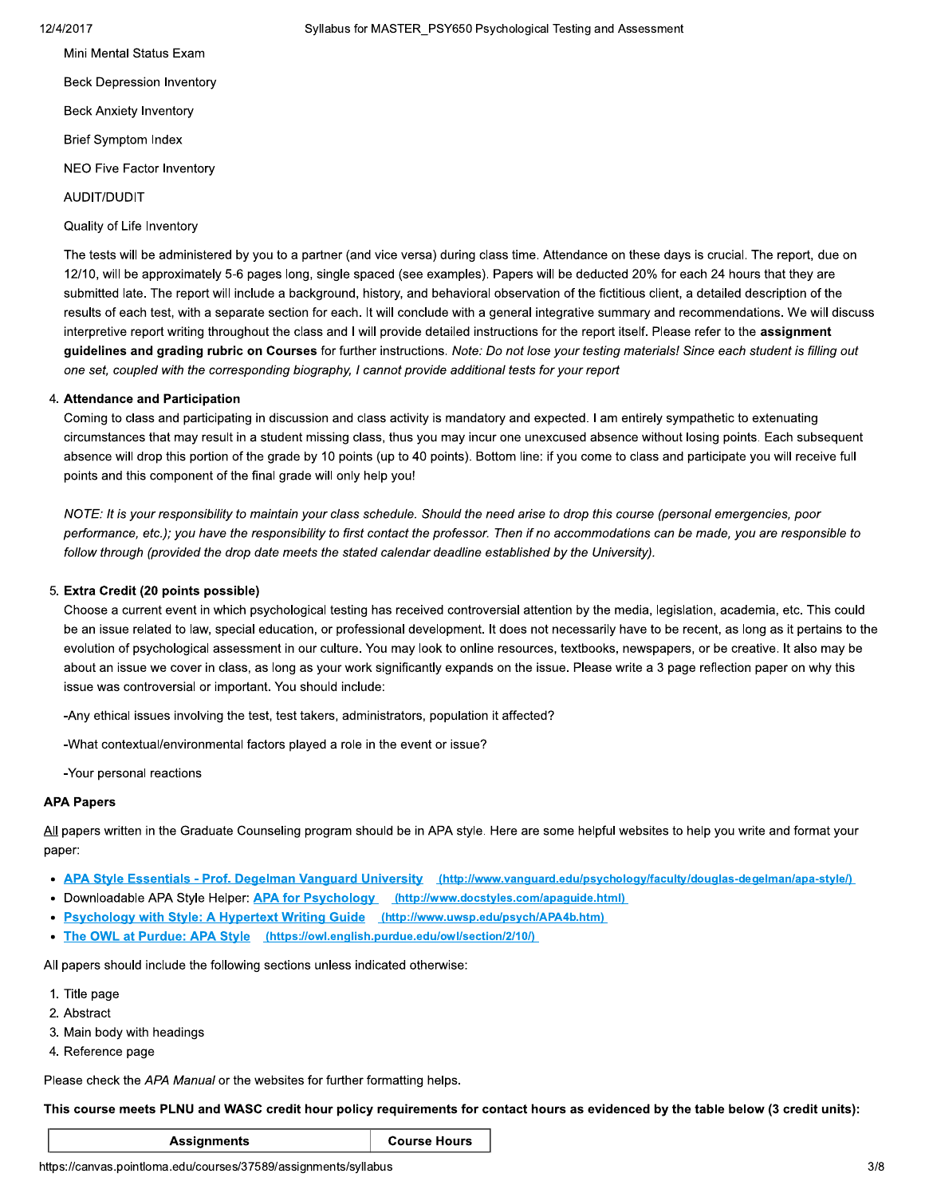Mini Mental Status Exam

Beck Depression Inventory

Beck Anxiety Inventory

Brief Symptom Index

NEO Five Factor Inventory

AUDIT/DUDIT

Quality of Life Inventory

The tests will be administered by you to a partner (and vice versa) during class time. Attendance on these days is crucial. The report, due on 12/10, will be approximately 5-6 pages long, single spaced (see examples). Papers will be deducted 20% for each 24 hours that they are submitted late. The report will include a background, history, and behavioral observation of the fictitious client, a detailed description of the results of each test, with a separate section for each. It will conclude with a general integrative summary and recommendations. We will discuss interpretive report writing throughout the class and I will provide detailed instructions for the report itself. Please refer to the **assignment guidelines and grading rubric on Courses** for further instructions. *Note: Do not lose your testing materials! Since each student is filling out one set, coupled with the corresponding biography, I cannot provide additional tests for your report*

4. **Attendance and Participation**
   Coming to class and participating in discussion and class activity is mandatory and expected. I am entirely sympathetic to extenuating circumstances that may result in a student missing class, thus you may incur one unexcused absence without losing points. Each subsequent absence will drop this portion of the grade by 10 points (up to 40 points). Bottom line: if you come to class and participate you will receive full points and this component of the final grade will only help you!

   *NOTE: It is your responsibility to maintain your class schedule. Should the need arise to drop this course (personal emergencies, poor performance, etc.); you have the responsibility to first contact the professor. Then if no accommodations can be made, you are responsible to follow through (provided the drop date meets the stated calendar deadline established by the University).*

5. **Extra Credit (20 points possible)**
   Choose a current event in which psychological testing has received controversial attention by the media, legislation, academia, etc. This could be an issue related to law, special education, or professional development. It does not necessarily have to be recent, as long as it pertains to the evolution of psychological assessment in our culture. You may look to online resources, textbooks, newspapers, or be creative. It also may be about an issue we cover in class, as long as your work significantly expands on the issue. Please write a 3 page reflection paper on why this issue was controversial or important. You should include:

   -Any ethical issues involving the test, test takers, administrators, population it affected?

   -What contextual/environmental factors played a role in the event or issue?

   -Your personal reactions

**APA Papers**

All papers written in the Graduate Counseling program should be in APA style. Here are some helpful websites to help you write and format your paper:

- [APA Style Essentials - Prof. Degelman Vanguard University](http://www.vanguard.edu/psychology/faculty/douglas-degelman/apa-style/) (http://www.vanguard.edu/psychology/faculty/douglas-degelman/apa-style/)
- Downloadable APA Style Helper: [APA for Psychology](http://www.docstyles.com/apaguide.html) (http://www.docstyles.com/apaguide.html)
- [Psychology with Style: A Hypertext Writing Guide](http://www.uwsp.edu/psych/APA4b.htm) (http://www.uwsp.edu/psych/APA4b.htm)
- [The OWL at Purdue: APA Style](https://owl.english.purdue.edu/owl/section/2/10/) (https://owl.english.purdue.edu/owl/section/2/10/)

All papers should include the following sections unless indicated otherwise:

1. Title page
2. Abstract
3. Main body with headings
4. Reference page

Please check the *APA Manual* or the websites for further formatting helps.

**This course meets PLNU and WASC credit hour policy requirements for contact hours as evidenced by the table below (3 credit units):**

| Assignments | Course Hours |
|---|---|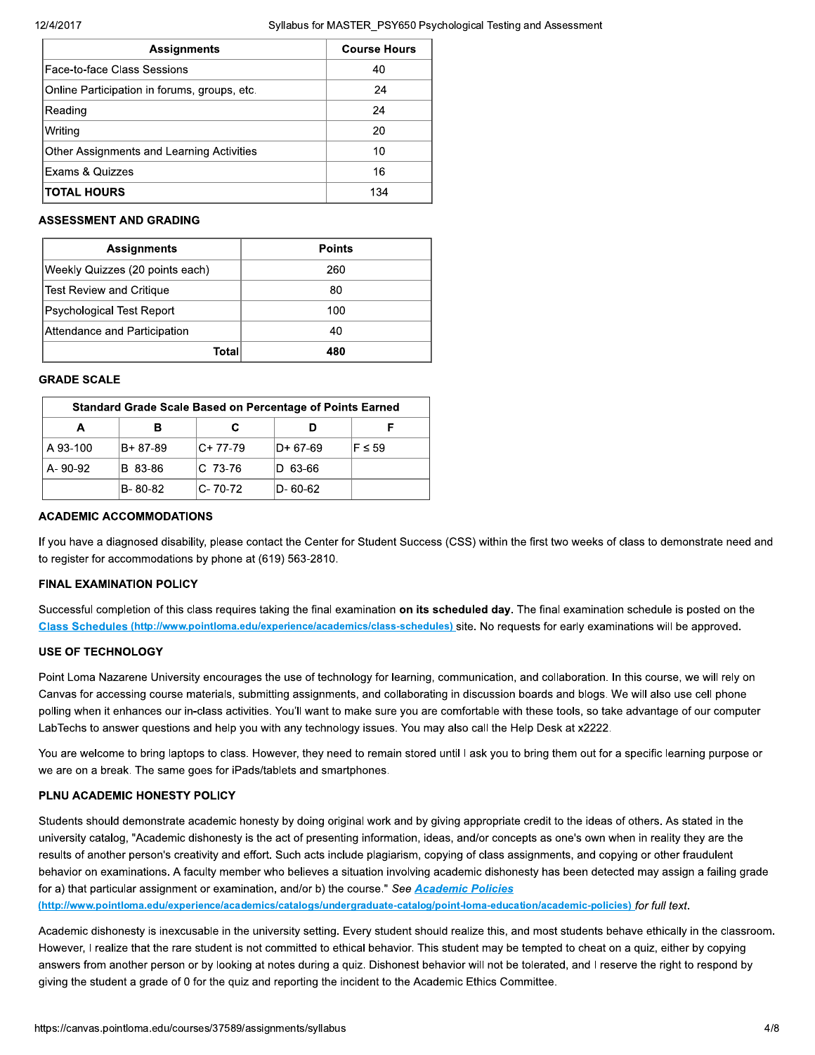| Assignments | Course Hours |
|---|---|
| Face-to-face Class Sessions | 40 |
| Online Participation in forums, groups, etc. | 24 |
| Reading | 24 |
| Writing | 20 |
| Other Assignments and Learning Activities | 10 |
| Exams & Quizzes | 16 |
| **TOTAL HOURS** | 134 |

### ASSESSMENT AND GRADING

| Assignments | Points |
|---|---|
| Weekly Quizzes (20 points each) | 260 |
| Test Review and Critique | 80 |
| Psychological Test Report | 100 |
| Attendance and Participation | 40 |
| **Total** | **480** |

### GRADE SCALE

| Standard Grade Scale Based on Percentage of Points Earned | | | | |
|---|---|---|---|---|
| **A** | **B** | **C** | **D** | **F** |
| A 93-100 | B+ 87-89 | C+ 77-79 | D+ 67-69 | F ≤ 59 |
| A- 90-92 | B 83-86 | C 73-76 | D 63-66 | |
| | B- 80-82 | C- 70-72 | D- 60-62 | |

### ACADEMIC ACCOMMODATIONS

If you have a diagnosed disability, please contact the Center for Student Success (CSS) within the first two weeks of class to demonstrate need and to register for accommodations by phone at (619) 563-2810.

### FINAL EXAMINATION POLICY

Successful completion of this class requires taking the final examination **on its scheduled day.** The final examination schedule is posted on the [Class Schedules (http://www.pointloma.edu/experience/academics/class-schedules)](http://www.pointloma.edu/experience/academics/class-schedules) site. No requests for early examinations will be approved.

### USE OF TECHNOLOGY

Point Loma Nazarene University encourages the use of technology for learning, communication, and collaboration. In this course, we will rely on Canvas for accessing course materials, submitting assignments, and collaborating in discussion boards and blogs. We will also use cell phone polling when it enhances our in-class activities. You'll want to make sure you are comfortable with these tools, so take advantage of our computer LabTechs to answer questions and help you with any technology issues. You may also call the Help Desk at x2222.

You are welcome to bring laptops to class. However, they need to remain stored until I ask you to bring them out for a specific learning purpose or we are on a break. The same goes for iPads/tablets and smartphones.

### PLNU ACADEMIC HONESTY POLICY

Students should demonstrate academic honesty by doing original work and by giving appropriate credit to the ideas of others. As stated in the university catalog, "Academic dishonesty is the act of presenting information, ideas, and/or concepts as one's own when in reality they are the results of another person's creativity and effort. Such acts include plagiarism, copying of class assignments, and copying or other fraudulent behavior on examinations. A faculty member who believes a situation involving academic dishonesty has been detected may assign a failing grade for a) that particular assignment or examination, and/or b) the course." *See* [***Academic Policies*** *(http://www.pointloma.edu/experience/academics/catalogs/undergraduate-catalog/point-loma-education/academic-policies)*](http://www.pointloma.edu/experience/academics/catalogs/undergraduate-catalog/point-loma-education/academic-policies) *for full text.*

Academic dishonesty is inexcusable in the university setting. Every student should realize this, and most students behave ethically in the classroom. However, I realize that the rare student is not committed to ethical behavior. This student may be tempted to cheat on a quiz, either by copying answers from another person or by looking at notes during a quiz. Dishonest behavior will not be tolerated, and I reserve the right to respond by giving the student a grade of 0 for the quiz and reporting the incident to the Academic Ethics Committee.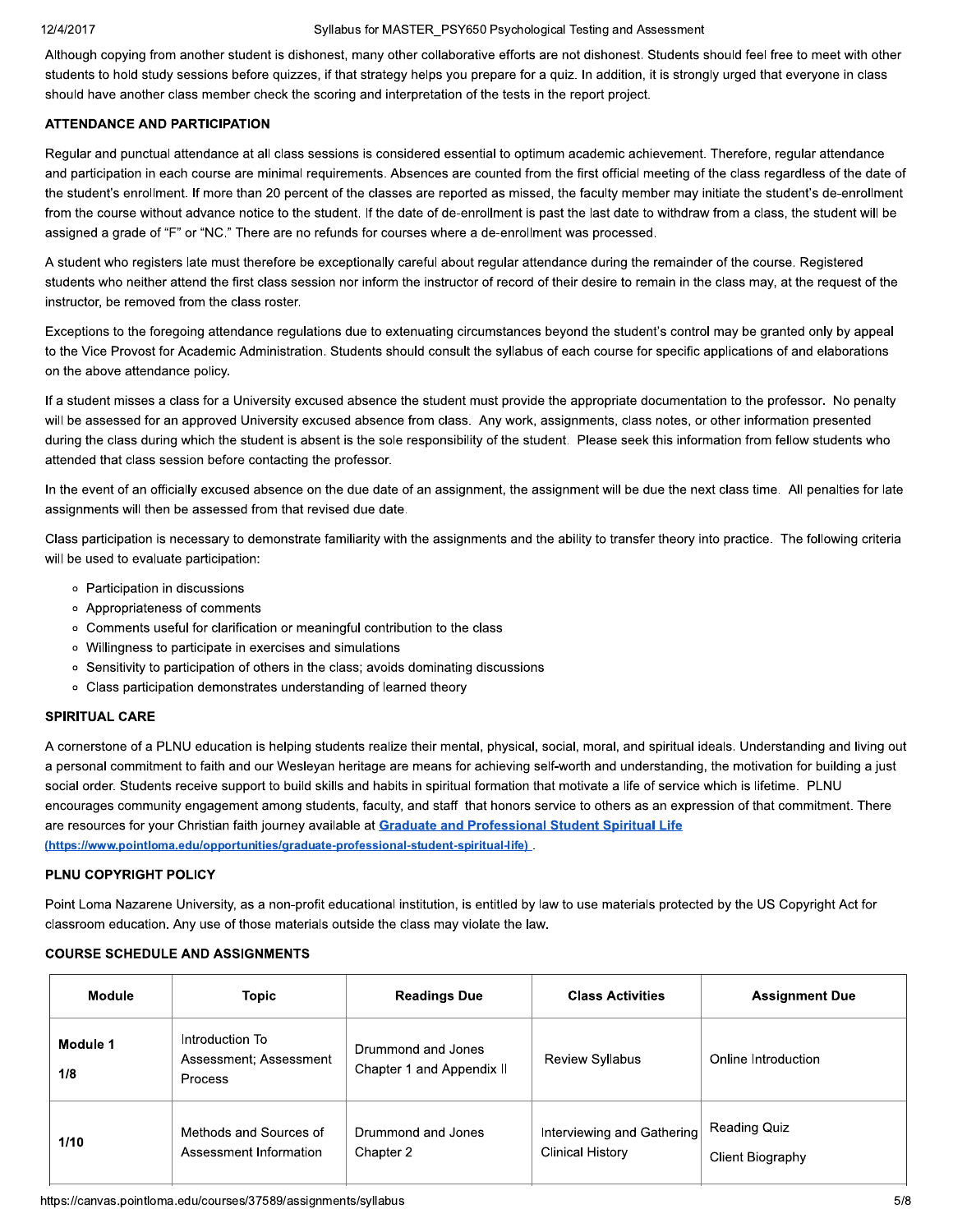Although copying from another student is dishonest, many other collaborative efforts are not dishonest. Students should feel free to meet with other students to hold study sessions before quizzes, if that strategy helps you prepare for a quiz. In addition, it is strongly urged that everyone in class should have another class member check the scoring and interpretation of the tests in the report project.

### ATTENDANCE AND PARTICIPATION

Regular and punctual attendance at all class sessions is considered essential to optimum academic achievement. Therefore, regular attendance and participation in each course are minimal requirements. Absences are counted from the first official meeting of the class regardless of the date of the student's enrollment. If more than 20 percent of the classes are reported as missed, the faculty member may initiate the student's de-enrollment from the course without advance notice to the student. If the date of de-enrollment is past the last date to withdraw from a class, the student will be assigned a grade of "F" or "NC." There are no refunds for courses where a de-enrollment was processed.

A student who registers late must therefore be exceptionally careful about regular attendance during the remainder of the course. Registered students who neither attend the first class session nor inform the instructor of record of their desire to remain in the class may, at the request of the instructor, be removed from the class roster.

Exceptions to the foregoing attendance regulations due to extenuating circumstances beyond the student's control may be granted only by appeal to the Vice Provost for Academic Administration. Students should consult the syllabus of each course for specific applications of and elaborations on the above attendance policy.

If a student misses a class for a University excused absence the student must provide the appropriate documentation to the professor. No penalty will be assessed for an approved University excused absence from class. Any work, assignments, class notes, or other information presented during the class during which the student is absent is the sole responsibility of the student. Please seek this information from fellow students who attended that class session before contacting the professor.

In the event of an officially excused absence on the due date of an assignment, the assignment will be due the next class time. All penalties for late assignments will then be assessed from that revised due date.

Class participation is necessary to demonstrate familiarity with the assignments and the ability to transfer theory into practice. The following criteria will be used to evaluate participation:

- Participation in discussions
- Appropriateness of comments
- Comments useful for clarification or meaningful contribution to the class
- Willingness to participate in exercises and simulations
- Sensitivity to participation of others in the class; avoids dominating discussions
- Class participation demonstrates understanding of learned theory

### SPIRITUAL CARE

A cornerstone of a PLNU education is helping students realize their mental, physical, social, moral, and spiritual ideals. Understanding and living out a personal commitment to faith and our Wesleyan heritage are means for achieving self-worth and understanding, the motivation for building a just social order. Students receive support to build skills and habits in spiritual formation that motivate a life of service which is lifetime. PLNU encourages community engagement among students, faculty, and staff that honors service to others as an expression of that commitment. There are resources for your Christian faith journey available at **Graduate and Professional Student Spiritual Life** (https://www.pointloma.edu/opportunities/graduate-professional-student-spiritual-life).

### PLNU COPYRIGHT POLICY

Point Loma Nazarene University, as a non-profit educational institution, is entitled by law to use materials protected by the US Copyright Act for classroom education. Any use of those materials outside the class may violate the law.

### COURSE SCHEDULE AND ASSIGNMENTS

| Module | Topic | Readings Due | Class Activities | Assignment Due |
|---|---|---|---|---|
| **Module 1** **1/8** | Introduction To Assessment; Assessment Process | Drummond and Jones Chapter 1 and Appendix II | Review Syllabus | Online Introduction |
| **1/10** | Methods and Sources of Assessment Information | Drummond and Jones Chapter 2 | Interviewing and Gathering Clinical History | Reading Quiz Client Biography |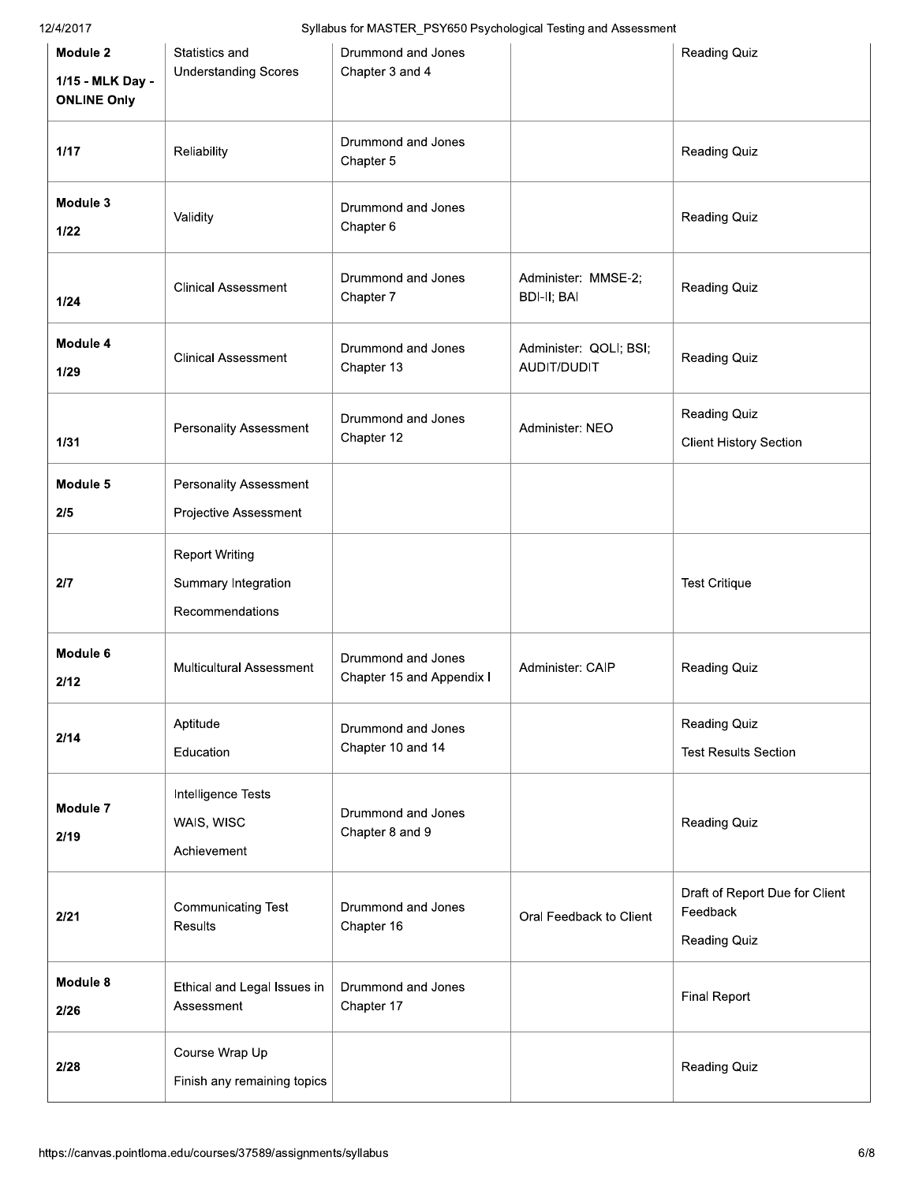| Module 2<br>1/15 - MLK Day - ONLINE Only | Statistics and Understanding Scores | Drummond and Jones Chapter 3 and 4 | | Reading Quiz |
|---|---|---|---|---|
| 1/17 | Reliability | Drummond and Jones Chapter 5 | | Reading Quiz |
| Module 3<br>1/22 | Validity | Drummond and Jones Chapter 6 | | Reading Quiz |
| 1/24 | Clinical Assessment | Drummond and Jones Chapter 7 | Administer: MMSE-2; BDI-II; BAI | Reading Quiz |
| Module 4<br>1/29 | Clinical Assessment | Drummond and Jones Chapter 13 | Administer: QOLI; BSI; AUDIT/DUDIT | Reading Quiz |
| 1/31 | Personality Assessment | Drummond and Jones Chapter 12 | Administer: NEO | Reading Quiz<br>Client History Section |
| Module 5<br>2/5 | Personality Assessment<br>Projective Assessment | | | |
| 2/7 | Report Writing<br>Summary Integration<br>Recommendations | | | Test Critique |
| Module 6<br>2/12 | Multicultural Assessment | Drummond and Jones Chapter 15 and Appendix I | Administer: CAIP | Reading Quiz |
| 2/14 | Aptitude<br>Education | Drummond and Jones Chapter 10 and 14 | | Reading Quiz<br>Test Results Section |
| Module 7<br>2/19 | Intelligence Tests<br>WAIS, WISC<br>Achievement | Drummond and Jones Chapter 8 and 9 | | Reading Quiz |
| 2/21 | Communicating Test Results | Drummond and Jones Chapter 16 | Oral Feedback to Client | Draft of Report Due for Client Feedback<br>Reading Quiz |
| Module 8<br>2/26 | Ethical and Legal Issues in Assessment | Drummond and Jones Chapter 17 | | Final Report |
| 2/28 | Course Wrap Up<br>Finish any remaining topics | | | Reading Quiz |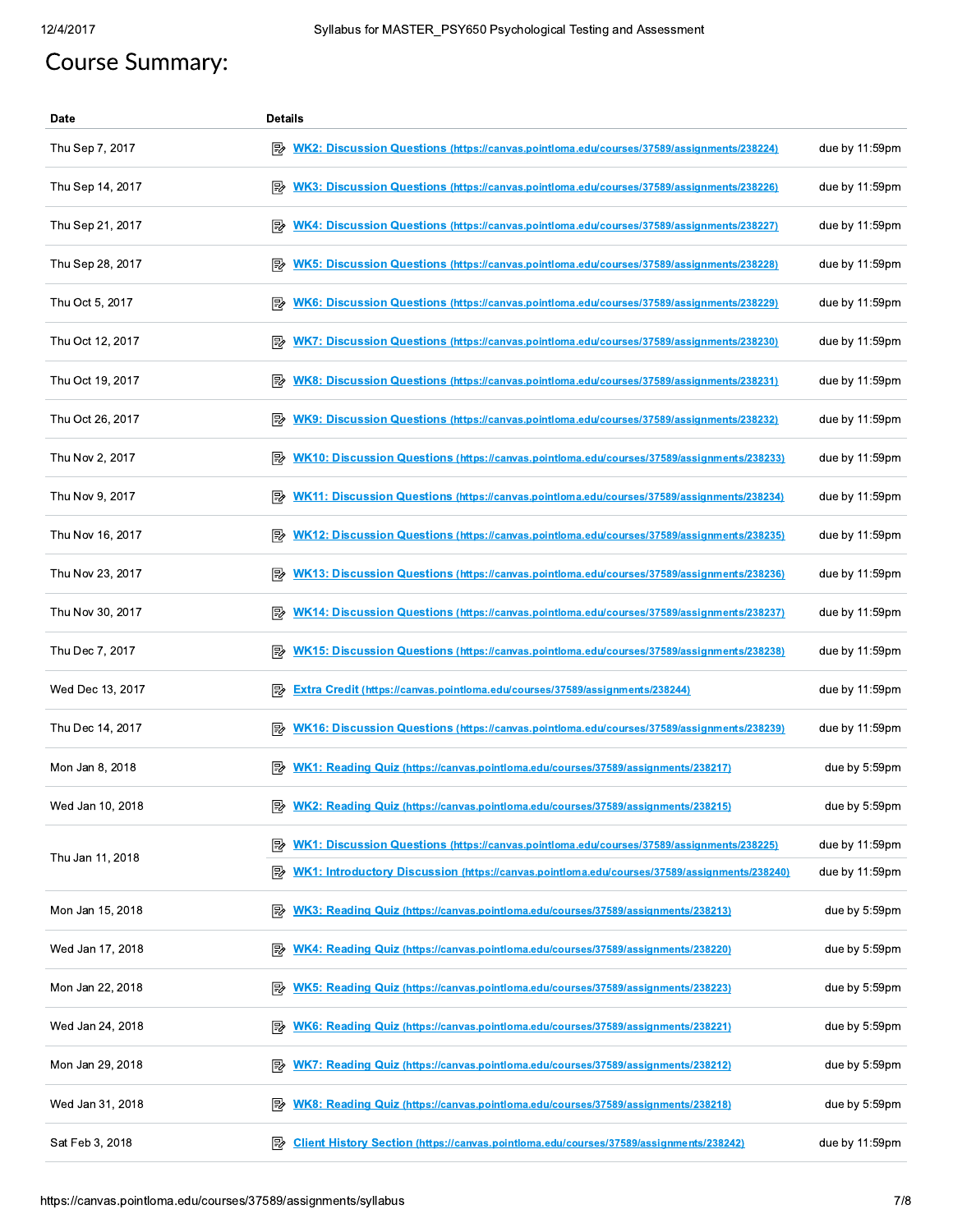# Course Summary:

| Date | Details | |
|---|---|---|
| Thu Sep 7, 2017 | WK2: Discussion Questions (https://canvas.pointloma.edu/courses/37589/assignments/238224) | due by 11:59pm |
| Thu Sep 14, 2017 | WK3: Discussion Questions (https://canvas.pointloma.edu/courses/37589/assignments/238226) | due by 11:59pm |
| Thu Sep 21, 2017 | WK4: Discussion Questions (https://canvas.pointloma.edu/courses/37589/assignments/238227) | due by 11:59pm |
| Thu Sep 28, 2017 | WK5: Discussion Questions (https://canvas.pointloma.edu/courses/37589/assignments/238228) | due by 11:59pm |
| Thu Oct 5, 2017 | WK6: Discussion Questions (https://canvas.pointloma.edu/courses/37589/assignments/238229) | due by 11:59pm |
| Thu Oct 12, 2017 | WK7: Discussion Questions (https://canvas.pointloma.edu/courses/37589/assignments/238230) | due by 11:59pm |
| Thu Oct 19, 2017 | WK8: Discussion Questions (https://canvas.pointloma.edu/courses/37589/assignments/238231) | due by 11:59pm |
| Thu Oct 26, 2017 | WK9: Discussion Questions (https://canvas.pointloma.edu/courses/37589/assignments/238232) | due by 11:59pm |
| Thu Nov 2, 2017 | WK10: Discussion Questions (https://canvas.pointloma.edu/courses/37589/assignments/238233) | due by 11:59pm |
| Thu Nov 9, 2017 | WK11: Discussion Questions (https://canvas.pointloma.edu/courses/37589/assignments/238234) | due by 11:59pm |
| Thu Nov 16, 2017 | WK12: Discussion Questions (https://canvas.pointloma.edu/courses/37589/assignments/238235) | due by 11:59pm |
| Thu Nov 23, 2017 | WK13: Discussion Questions (https://canvas.pointloma.edu/courses/37589/assignments/238236) | due by 11:59pm |
| Thu Nov 30, 2017 | WK14: Discussion Questions (https://canvas.pointloma.edu/courses/37589/assignments/238237) | due by 11:59pm |
| Thu Dec 7, 2017 | WK15: Discussion Questions (https://canvas.pointloma.edu/courses/37589/assignments/238238) | due by 11:59pm |
| Wed Dec 13, 2017 | Extra Credit (https://canvas.pointloma.edu/courses/37589/assignments/238244) | due by 11:59pm |
| Thu Dec 14, 2017 | WK16: Discussion Questions (https://canvas.pointloma.edu/courses/37589/assignments/238239) | due by 11:59pm |
| Mon Jan 8, 2018 | WK1: Reading Quiz (https://canvas.pointloma.edu/courses/37589/assignments/238217) | due by 5:59pm |
| Wed Jan 10, 2018 | WK2: Reading Quiz (https://canvas.pointloma.edu/courses/37589/assignments/238215) | due by 5:59pm |
| Thu Jan 11, 2018 | WK1: Discussion Questions (https://canvas.pointloma.edu/courses/37589/assignments/238225) | due by 11:59pm |
| | WK1: Introductory Discussion (https://canvas.pointloma.edu/courses/37589/assignments/238240) | due by 11:59pm |
| Mon Jan 15, 2018 | WK3: Reading Quiz (https://canvas.pointloma.edu/courses/37589/assignments/238213) | due by 5:59pm |
| Wed Jan 17, 2018 | WK4: Reading Quiz (https://canvas.pointloma.edu/courses/37589/assignments/238220) | due by 5:59pm |
| Mon Jan 22, 2018 | WK5: Reading Quiz (https://canvas.pointloma.edu/courses/37589/assignments/238223) | due by 5:59pm |
| Wed Jan 24, 2018 | WK6: Reading Quiz (https://canvas.pointloma.edu/courses/37589/assignments/238221) | due by 5:59pm |
| Mon Jan 29, 2018 | WK7: Reading Quiz (https://canvas.pointloma.edu/courses/37589/assignments/238212) | due by 5:59pm |
| Wed Jan 31, 2018 | WK8: Reading Quiz (https://canvas.pointloma.edu/courses/37589/assignments/238218) | due by 5:59pm |
| Sat Feb 3, 2018 | Client History Section (https://canvas.pointloma.edu/courses/37589/assignments/238242) | due by 11:59pm |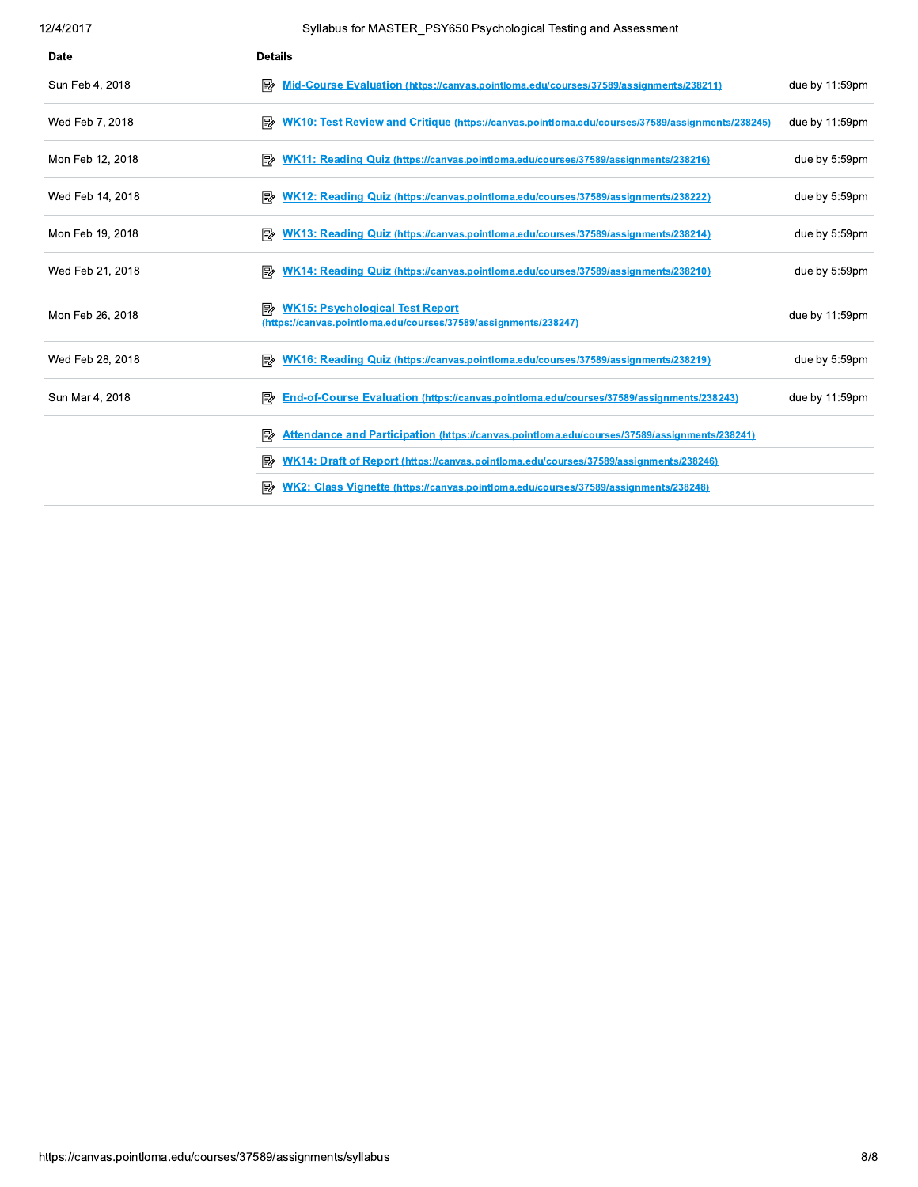| Date | Details | |
| --- | --- | --- |
| Sun Feb 4, 2018 | Mid-Course Evaluation (https://canvas.pointloma.edu/courses/37589/assignments/238211) | due by 11:59pm |
| Wed Feb 7, 2018 | WK10: Test Review and Critique (https://canvas.pointloma.edu/courses/37589/assignments/238245) | due by 11:59pm |
| Mon Feb 12, 2018 | WK11: Reading Quiz (https://canvas.pointloma.edu/courses/37589/assignments/238216) | due by 5:59pm |
| Wed Feb 14, 2018 | WK12: Reading Quiz (https://canvas.pointloma.edu/courses/37589/assignments/238222) | due by 5:59pm |
| Mon Feb 19, 2018 | WK13: Reading Quiz (https://canvas.pointloma.edu/courses/37589/assignments/238214) | due by 5:59pm |
| Wed Feb 21, 2018 | WK14: Reading Quiz (https://canvas.pointloma.edu/courses/37589/assignments/238210) | due by 5:59pm |
| Mon Feb 26, 2018 | WK15: Psychological Test Report (https://canvas.pointloma.edu/courses/37589/assignments/238247) | due by 11:59pm |
| Wed Feb 28, 2018 | WK16: Reading Quiz (https://canvas.pointloma.edu/courses/37589/assignments/238219) | due by 5:59pm |
| Sun Mar 4, 2018 | End-of-Course Evaluation (https://canvas.pointloma.edu/courses/37589/assignments/238243) | due by 11:59pm |
| | Attendance and Participation (https://canvas.pointloma.edu/courses/37589/assignments/238241) | |
| | WK14: Draft of Report (https://canvas.pointloma.edu/courses/37589/assignments/238246) | |
| | WK2: Class Vignette (https://canvas.pointloma.edu/courses/37589/assignments/238248) | |